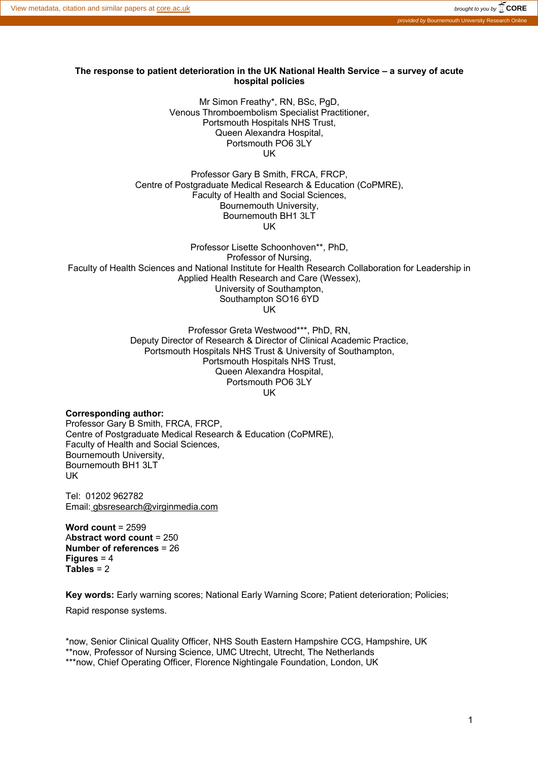# The response to patient deterioration in the UK National Health Service – a survey of acute hospital policies

Mr Simon Freathy*, RN, BSc, PgD,
Venous Thromboembolism Specialist Practitioner,
Portsmouth Hospitals NHS Trust,
Queen Alexandra Hospital,
Portsmouth PO6 3LY
UK

Professor Gary B Smith, FRCA, FRCP,
Centre of Postgraduate Medical Research & Education (CoPMRE),
Faculty of Health and Social Sciences,
Bournemouth University,
Bournemouth BH1 3LT
UK

Professor Lisette Schoonhoven**, PhD,
Professor of Nursing,
Faculty of Health Sciences and National Institute for Health Research Collaboration for Leadership in Applied Health Research and Care (Wessex),
University of Southampton,
Southampton SO16 6YD
UK

Professor Greta Westwood***, PhD, RN,
Deputy Director of Research & Director of Clinical Academic Practice,
Portsmouth Hospitals NHS Trust & University of Southampton,
Portsmouth Hospitals NHS Trust,
Queen Alexandra Hospital,
Portsmouth PO6 3LY
UK

**Corresponding author:**
Professor Gary B Smith, FRCA, FRCP,
Centre of Postgraduate Medical Research & Education (CoPMRE),
Faculty of Health and Social Sciences,
Bournemouth University,
Bournemouth BH1 3LT
UK

Tel: 01202 962782
Email: gbsresearch@virginmedia.com

**Word count** = 2599
**Abstract word count** = 250
**Number of references** = 26
**Figures** = 4
**Tables** = 2

**Key words:** Early warning scores; National Early Warning Score; Patient deterioration; Policies; Rapid response systems.

*now, Senior Clinical Quality Officer, NHS South Eastern Hampshire CCG, Hampshire, UK
**now, Professor of Nursing Science, UMC Utrecht, Utrecht, The Netherlands
***now, Chief Operating Officer, Florence Nightingale Foundation, London, UK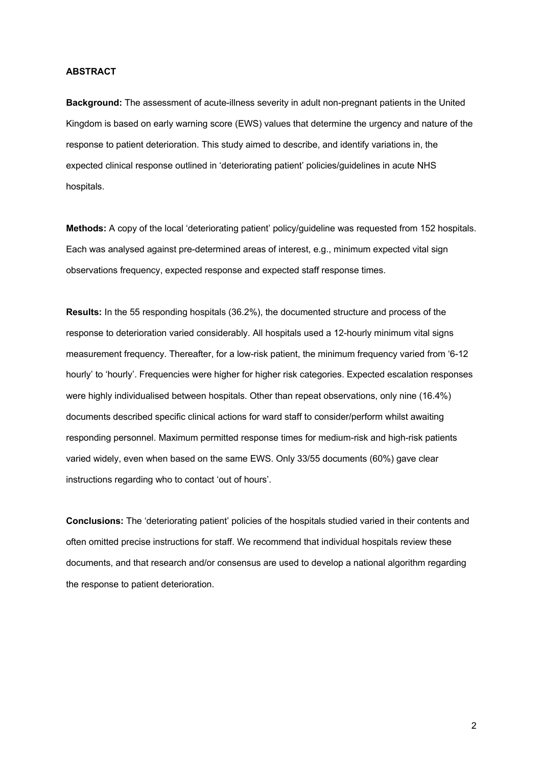## ABSTRACT

**Background:** The assessment of acute-illness severity in adult non-pregnant patients in the United Kingdom is based on early warning score (EWS) values that determine the urgency and nature of the response to patient deterioration. This study aimed to describe, and identify variations in, the expected clinical response outlined in 'deteriorating patient' policies/guidelines in acute NHS hospitals.

**Methods:** A copy of the local 'deteriorating patient' policy/guideline was requested from 152 hospitals. Each was analysed against pre-determined areas of interest, e.g., minimum expected vital sign observations frequency, expected response and expected staff response times.

**Results:** In the 55 responding hospitals (36.2%), the documented structure and process of the response to deterioration varied considerably. All hospitals used a 12-hourly minimum vital signs measurement frequency. Thereafter, for a low-risk patient, the minimum frequency varied from '6-12 hourly' to 'hourly'. Frequencies were higher for higher risk categories. Expected escalation responses were highly individualised between hospitals. Other than repeat observations, only nine (16.4%) documents described specific clinical actions for ward staff to consider/perform whilst awaiting responding personnel. Maximum permitted response times for medium-risk and high-risk patients varied widely, even when based on the same EWS. Only 33/55 documents (60%) gave clear instructions regarding who to contact 'out of hours'.

**Conclusions:** The 'deteriorating patient' policies of the hospitals studied varied in their contents and often omitted precise instructions for staff. We recommend that individual hospitals review these documents, and that research and/or consensus are used to develop a national algorithm regarding the response to patient deterioration.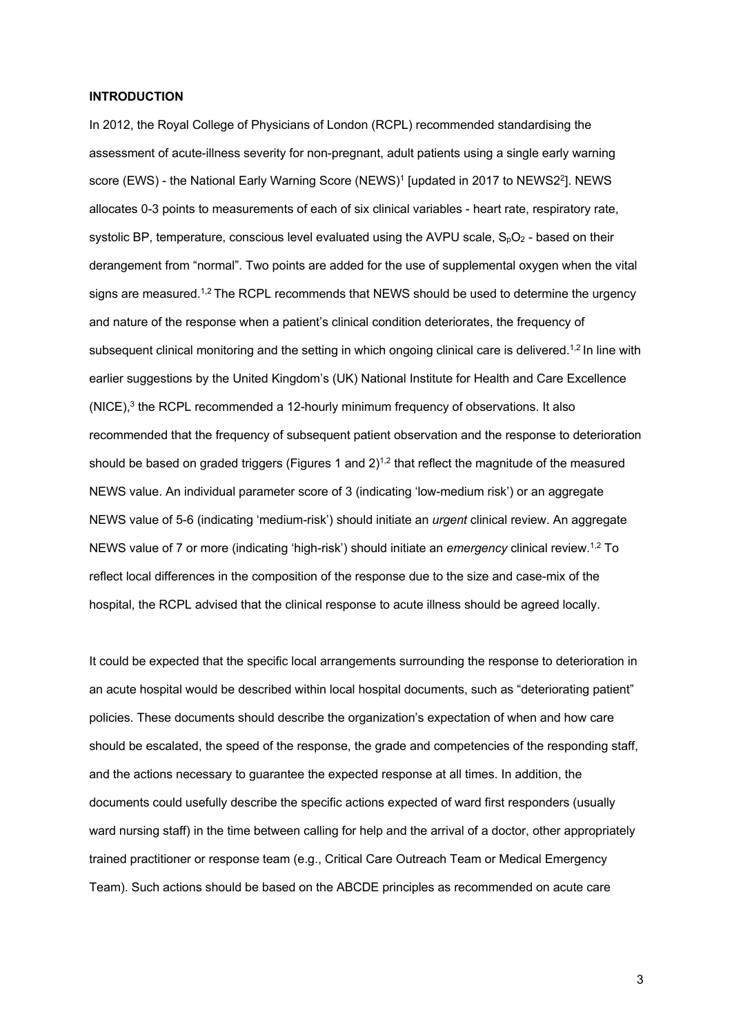## INTRODUCTION

In 2012, the Royal College of Physicians of London (RCPL) recommended standardising the assessment of acute-illness severity for non-pregnant, adult patients using a single early warning score (EWS) - the National Early Warning Score (NEWS)[1] [updated in 2017 to NEWS2[2]]. NEWS allocates 0-3 points to measurements of each of six clinical variables - heart rate, respiratory rate, systolic BP, temperature, conscious level evaluated using the AVPU scale, $S_pO_2$ - based on their derangement from "normal". Two points are added for the use of supplemental oxygen when the vital signs are measured.[1,2] The RCPL recommends that NEWS should be used to determine the urgency and nature of the response when a patient's clinical condition deteriorates, the frequency of subsequent clinical monitoring and the setting in which ongoing clinical care is delivered.[1,2] In line with earlier suggestions by the United Kingdom's (UK) National Institute for Health and Care Excellence (NICE),[3] the RCPL recommended a 12-hourly minimum frequency of observations. It also recommended that the frequency of subsequent patient observation and the response to deterioration should be based on graded triggers (Figures 1 and 2)[1,2] that reflect the magnitude of the measured NEWS value. An individual parameter score of 3 (indicating 'low-medium risk') or an aggregate NEWS value of 5-6 (indicating 'medium-risk') should initiate an *urgent* clinical review. An aggregate NEWS value of 7 or more (indicating 'high-risk') should initiate an *emergency* clinical review.[1,2] To reflect local differences in the composition of the response due to the size and case-mix of the hospital, the RCPL advised that the clinical response to acute illness should be agreed locally.

It could be expected that the specific local arrangements surrounding the response to deterioration in an acute hospital would be described within local hospital documents, such as "deteriorating patient" policies. These documents should describe the organization's expectation of when and how care should be escalated, the speed of the response, the grade and competencies of the responding staff, and the actions necessary to guarantee the expected response at all times. In addition, the documents could usefully describe the specific actions expected of ward first responders (usually ward nursing staff) in the time between calling for help and the arrival of a doctor, other appropriately trained practitioner or response team (e.g., Critical Care Outreach Team or Medical Emergency Team). Such actions should be based on the ABCDE principles as recommended on acute care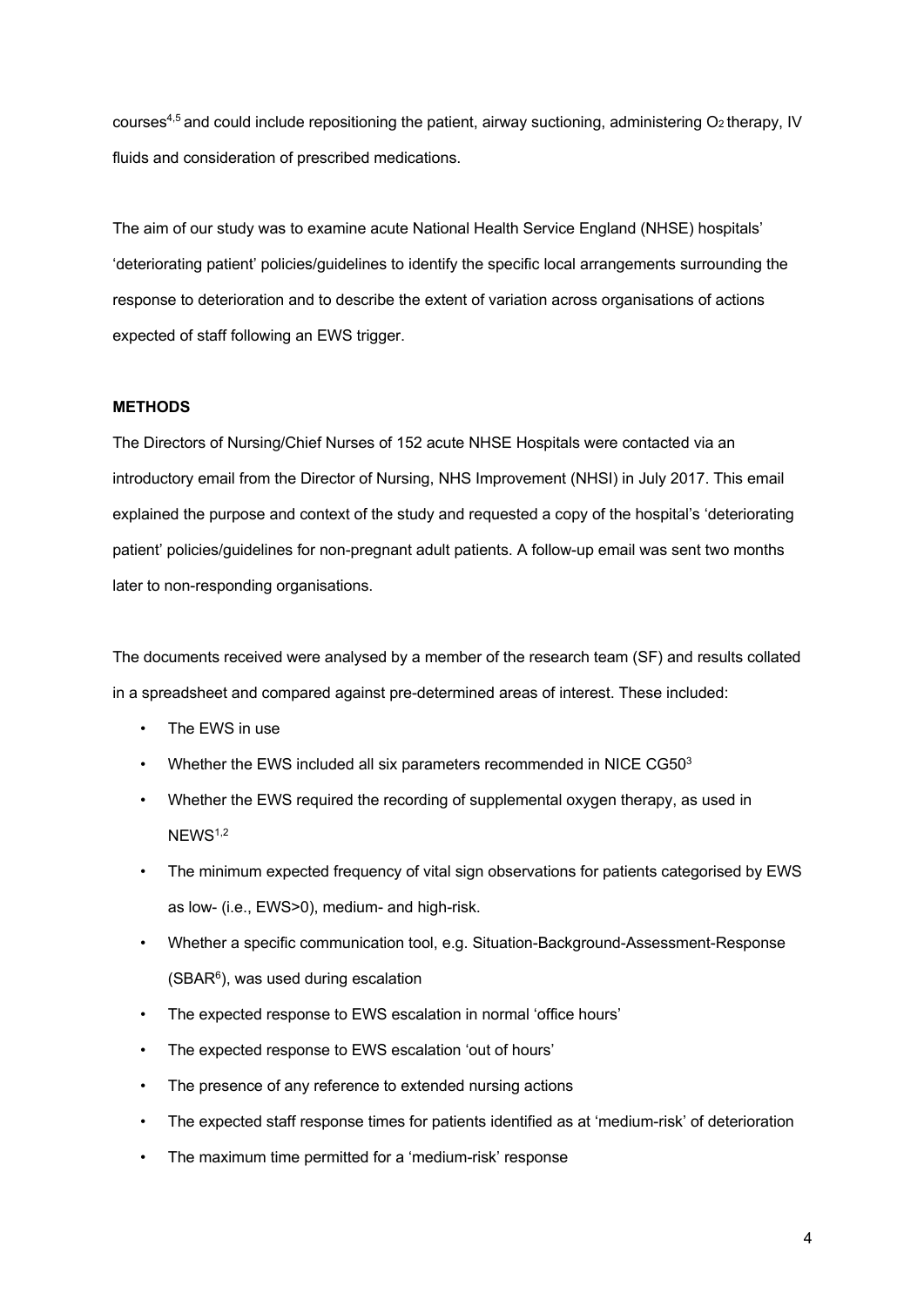courses[4,5] and could include repositioning the patient, airway suctioning, administering $O_2$ therapy, IV fluids and consideration of prescribed medications.

The aim of our study was to examine acute National Health Service England (NHSE) hospitals' 'deteriorating patient' policies/guidelines to identify the specific local arrangements surrounding the response to deterioration and to describe the extent of variation across organisations of actions expected of staff following an EWS trigger.

## METHODS

The Directors of Nursing/Chief Nurses of 152 acute NHSE Hospitals were contacted via an introductory email from the Director of Nursing, NHS Improvement (NHSI) in July 2017. This email explained the purpose and context of the study and requested a copy of the hospital's 'deteriorating patient' policies/guidelines for non-pregnant adult patients. A follow-up email was sent two months later to non-responding organisations.

The documents received were analysed by a member of the research team (SF) and results collated in a spreadsheet and compared against pre-determined areas of interest. These included:

- The EWS in use
- Whether the EWS included all six parameters recommended in NICE CG50[3]
- Whether the EWS required the recording of supplemental oxygen therapy, as used in NEWS[1,2]
- The minimum expected frequency of vital sign observations for patients categorised by EWS as low- (i.e., EWS>0), medium- and high-risk.
- Whether a specific communication tool, e.g. Situation-Background-Assessment-Response (SBAR[6]), was used during escalation
- The expected response to EWS escalation in normal 'office hours'
- The expected response to EWS escalation 'out of hours'
- The presence of any reference to extended nursing actions
- The expected staff response times for patients identified as at 'medium-risk' of deterioration
- The maximum time permitted for a 'medium-risk' response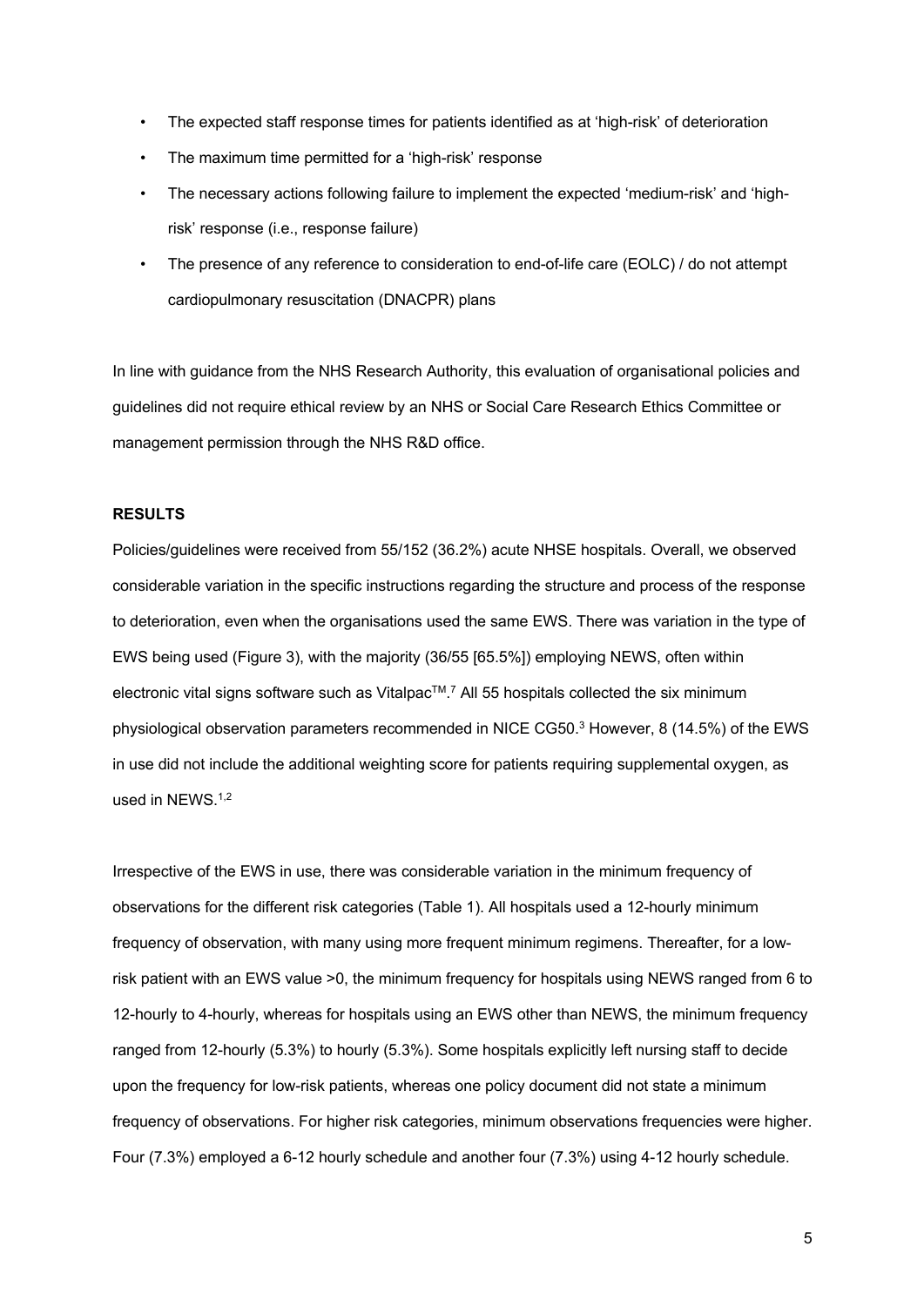- The expected staff response times for patients identified as at 'high-risk' of deterioration
- The maximum time permitted for a 'high-risk' response
- The necessary actions following failure to implement the expected 'medium-risk' and 'high-risk' response (i.e., response failure)
- The presence of any reference to consideration to end-of-life care (EOLC) / do not attempt cardiopulmonary resuscitation (DNACPR) plans

In line with guidance from the NHS Research Authority, this evaluation of organisational policies and guidelines did not require ethical review by an NHS or Social Care Research Ethics Committee or management permission through the NHS R&D office.

**RESULTS**

Policies/guidelines were received from 55/152 (36.2%) acute NHSE hospitals. Overall, we observed considerable variation in the specific instructions regarding the structure and process of the response to deterioration, even when the organisations used the same EWS. There was variation in the type of EWS being used (Figure 3), with the majority (36/55 [65.5%]) employing NEWS, often within electronic vital signs software such as Vitalpac™.[7] All 55 hospitals collected the six minimum physiological observation parameters recommended in NICE CG50.[3] However, 8 (14.5%) of the EWS in use did not include the additional weighting score for patients requiring supplemental oxygen, as used in NEWS.[1,2]

Irrespective of the EWS in use, there was considerable variation in the minimum frequency of observations for the different risk categories (Table 1). All hospitals used a 12-hourly minimum frequency of observation, with many using more frequent minimum regimens. Thereafter, for a low-risk patient with an EWS value >0, the minimum frequency for hospitals using NEWS ranged from 6 to 12-hourly to 4-hourly, whereas for hospitals using an EWS other than NEWS, the minimum frequency ranged from 12-hourly (5.3%) to hourly (5.3%). Some hospitals explicitly left nursing staff to decide upon the frequency for low-risk patients, whereas one policy document did not state a minimum frequency of observations. For higher risk categories, minimum observations frequencies were higher. Four (7.3%) employed a 6-12 hourly schedule and another four (7.3%) using 4-12 hourly schedule.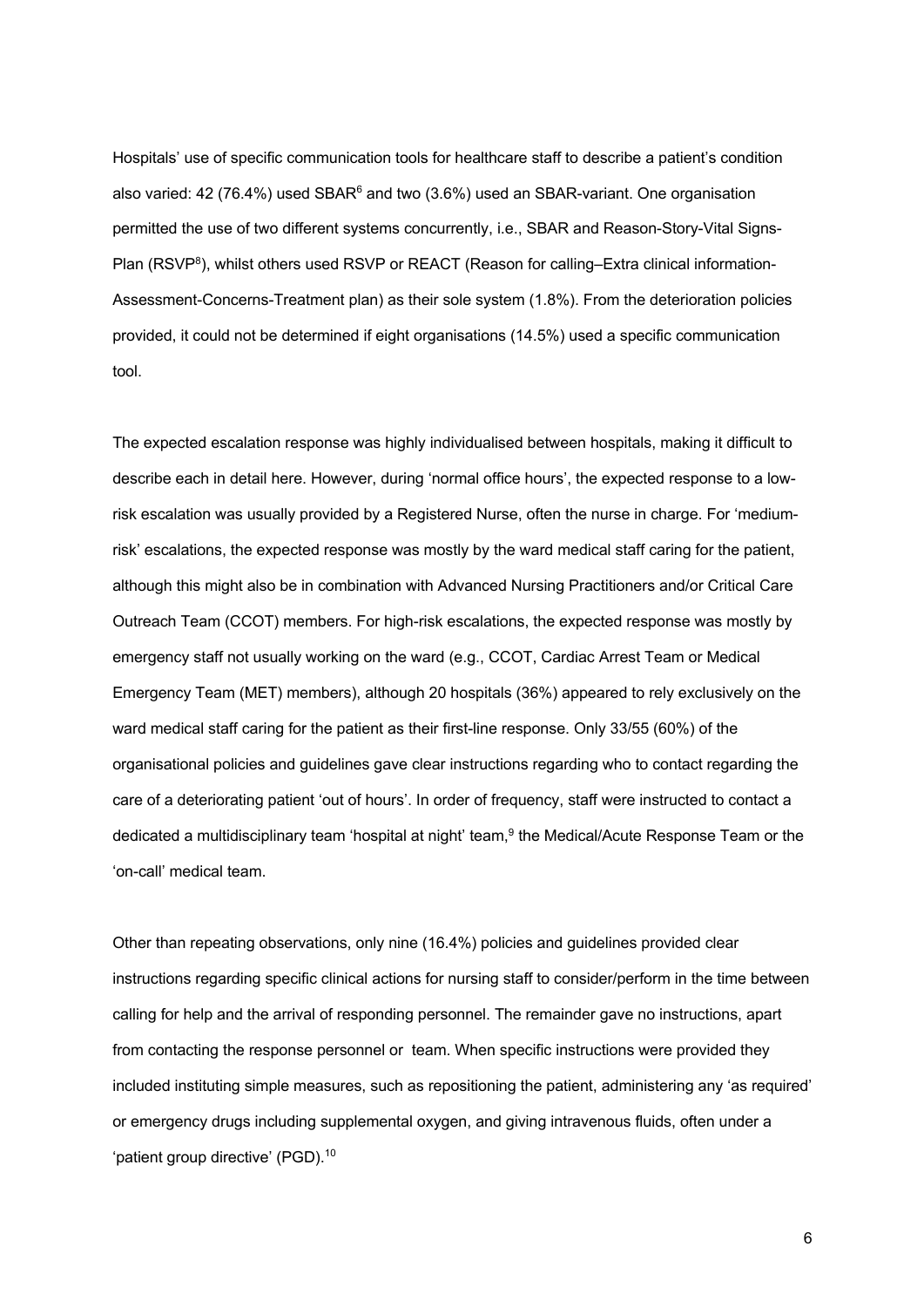Hospitals' use of specific communication tools for healthcare staff to describe a patient's condition also varied: 42 (76.4%) used SBAR[6] and two (3.6%) used an SBAR-variant. One organisation permitted the use of two different systems concurrently, i.e., SBAR and Reason-Story-Vital Signs-Plan (RSVP[8]), whilst others used RSVP or REACT (Reason for calling–Extra clinical information-Assessment-Concerns-Treatment plan) as their sole system (1.8%). From the deterioration policies provided, it could not be determined if eight organisations (14.5%) used a specific communication tool.

The expected escalation response was highly individualised between hospitals, making it difficult to describe each in detail here. However, during 'normal office hours', the expected response to a low-risk escalation was usually provided by a Registered Nurse, often the nurse in charge. For 'medium-risk' escalations, the expected response was mostly by the ward medical staff caring for the patient, although this might also be in combination with Advanced Nursing Practitioners and/or Critical Care Outreach Team (CCOT) members. For high-risk escalations, the expected response was mostly by emergency staff not usually working on the ward (e.g., CCOT, Cardiac Arrest Team or Medical Emergency Team (MET) members), although 20 hospitals (36%) appeared to rely exclusively on the ward medical staff caring for the patient as their first-line response. Only 33/55 (60%) of the organisational policies and guidelines gave clear instructions regarding who to contact regarding the care of a deteriorating patient 'out of hours'. In order of frequency, staff were instructed to contact a dedicated a multidisciplinary team 'hospital at night' team,[9] the Medical/Acute Response Team or the 'on-call' medical team.

Other than repeating observations, only nine (16.4%) policies and guidelines provided clear instructions regarding specific clinical actions for nursing staff to consider/perform in the time between calling for help and the arrival of responding personnel. The remainder gave no instructions, apart from contacting the response personnel or team. When specific instructions were provided they included instituting simple measures, such as repositioning the patient, administering any 'as required' or emergency drugs including supplemental oxygen, and giving intravenous fluids, often under a 'patient group directive' (PGD).[10]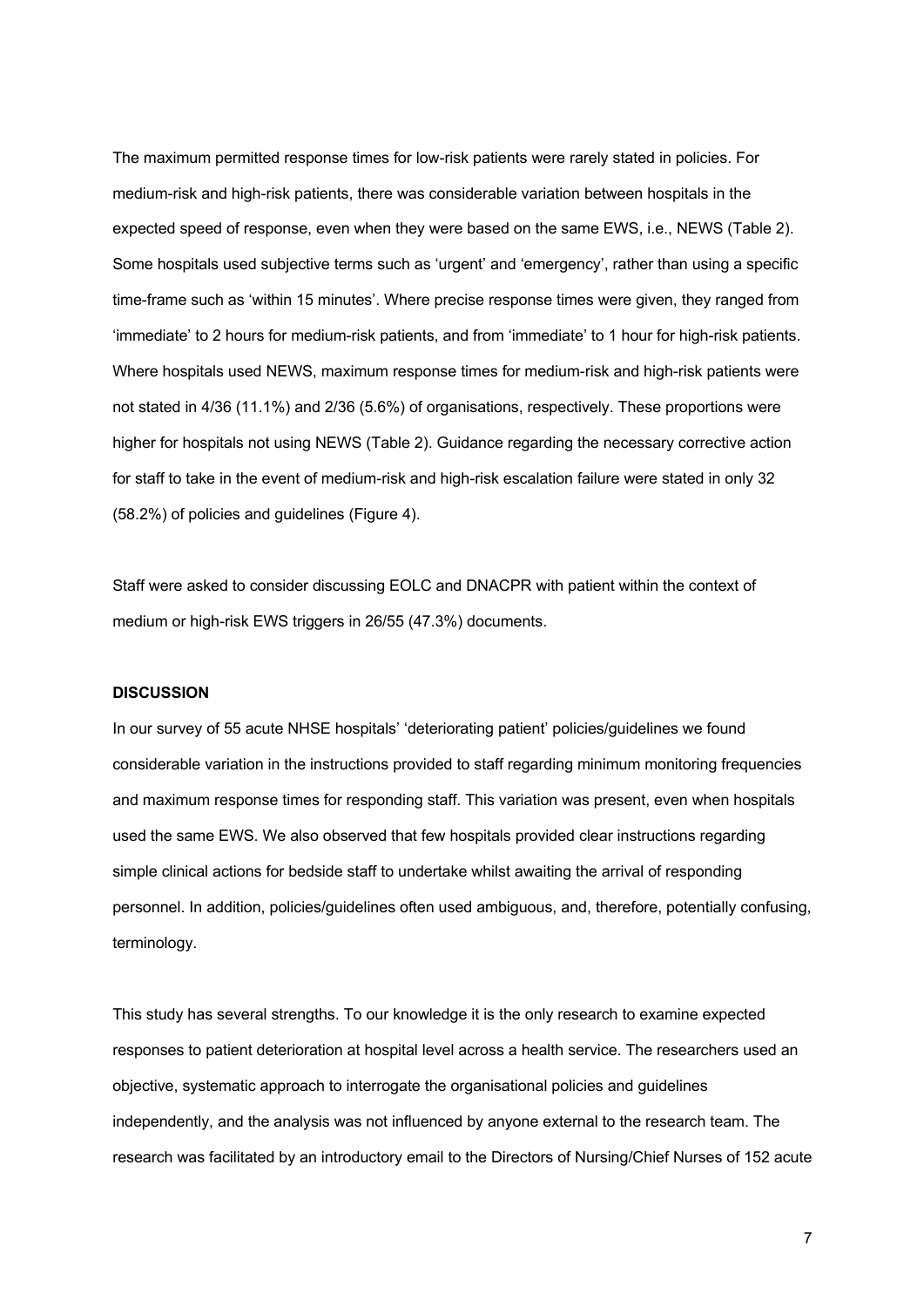The maximum permitted response times for low-risk patients were rarely stated in policies. For medium-risk and high-risk patients, there was considerable variation between hospitals in the expected speed of response, even when they were based on the same EWS, i.e., NEWS (Table 2). Some hospitals used subjective terms such as 'urgent' and 'emergency', rather than using a specific time-frame such as 'within 15 minutes'. Where precise response times were given, they ranged from 'immediate' to 2 hours for medium-risk patients, and from 'immediate' to 1 hour for high-risk patients. Where hospitals used NEWS, maximum response times for medium-risk and high-risk patients were not stated in 4/36 (11.1%) and 2/36 (5.6%) of organisations, respectively. These proportions were higher for hospitals not using NEWS (Table 2). Guidance regarding the necessary corrective action for staff to take in the event of medium-risk and high-risk escalation failure were stated in only 32 (58.2%) of policies and guidelines (Figure 4).

Staff were asked to consider discussing EOLC and DNACPR with patient within the context of medium or high-risk EWS triggers in 26/55 (47.3%) documents.

## DISCUSSION

In our survey of 55 acute NHSE hospitals' 'deteriorating patient' policies/guidelines we found considerable variation in the instructions provided to staff regarding minimum monitoring frequencies and maximum response times for responding staff. This variation was present, even when hospitals used the same EWS. We also observed that few hospitals provided clear instructions regarding simple clinical actions for bedside staff to undertake whilst awaiting the arrival of responding personnel. In addition, policies/guidelines often used ambiguous, and, therefore, potentially confusing, terminology.

This study has several strengths. To our knowledge it is the only research to examine expected responses to patient deterioration at hospital level across a health service. The researchers used an objective, systematic approach to interrogate the organisational policies and guidelines independently, and the analysis was not influenced by anyone external to the research team. The research was facilitated by an introductory email to the Directors of Nursing/Chief Nurses of 152 acute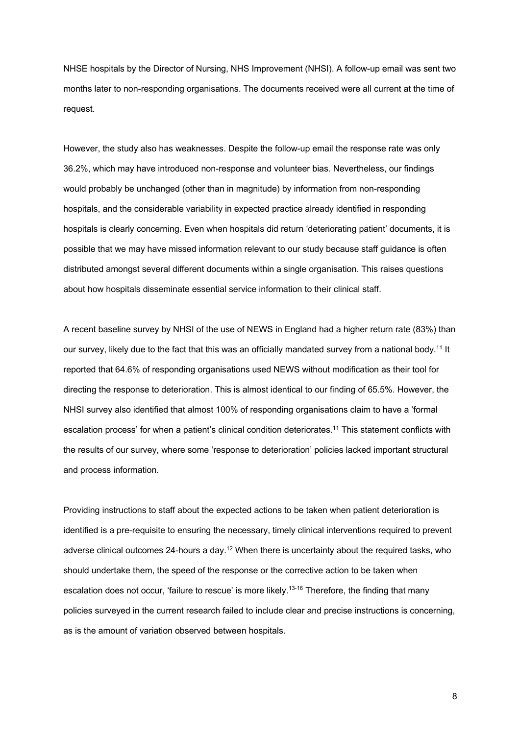NHSE hospitals by the Director of Nursing, NHS Improvement (NHSI). A follow-up email was sent two months later to non-responding organisations. The documents received were all current at the time of request.

However, the study also has weaknesses. Despite the follow-up email the response rate was only 36.2%, which may have introduced non-response and volunteer bias. Nevertheless, our findings would probably be unchanged (other than in magnitude) by information from non-responding hospitals, and the considerable variability in expected practice already identified in responding hospitals is clearly concerning. Even when hospitals did return 'deteriorating patient' documents, it is possible that we may have missed information relevant to our study because staff guidance is often distributed amongst several different documents within a single organisation. This raises questions about how hospitals disseminate essential service information to their clinical staff.

A recent baseline survey by NHSI of the use of NEWS in England had a higher return rate (83%) than our survey, likely due to the fact that this was an officially mandated survey from a national body.[11] It reported that 64.6% of responding organisations used NEWS without modification as their tool for directing the response to deterioration. This is almost identical to our finding of 65.5%. However, the NHSI survey also identified that almost 100% of responding organisations claim to have a 'formal escalation process' for when a patient's clinical condition deteriorates.[11] This statement conflicts with the results of our survey, where some 'response to deterioration' policies lacked important structural and process information.

Providing instructions to staff about the expected actions to be taken when patient deterioration is identified is a pre-requisite to ensuring the necessary, timely clinical interventions required to prevent adverse clinical outcomes 24-hours a day.[12] When there is uncertainty about the required tasks, who should undertake them, the speed of the response or the corrective action to be taken when escalation does not occur, 'failure to rescue' is more likely.[13-16] Therefore, the finding that many policies surveyed in the current research failed to include clear and precise instructions is concerning, as is the amount of variation observed between hospitals.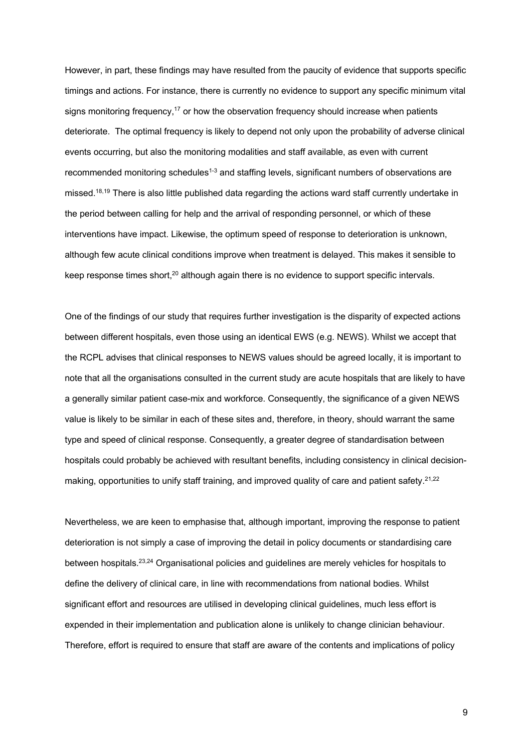However, in part, these findings may have resulted from the paucity of evidence that supports specific timings and actions. For instance, there is currently no evidence to support any specific minimum vital signs monitoring frequency,[17] or how the observation frequency should increase when patients deteriorate. The optimal frequency is likely to depend not only upon the probability of adverse clinical events occurring, but also the monitoring modalities and staff available, as even with current recommended monitoring schedules[1-3] and staffing levels, significant numbers of observations are missed.[18,19] There is also little published data regarding the actions ward staff currently undertake in the period between calling for help and the arrival of responding personnel, or which of these interventions have impact. Likewise, the optimum speed of response to deterioration is unknown, although few acute clinical conditions improve when treatment is delayed. This makes it sensible to keep response times short,[20] although again there is no evidence to support specific intervals.

One of the findings of our study that requires further investigation is the disparity of expected actions between different hospitals, even those using an identical EWS (e.g. NEWS). Whilst we accept that the RCPL advises that clinical responses to NEWS values should be agreed locally, it is important to note that all the organisations consulted in the current study are acute hospitals that are likely to have a generally similar patient case-mix and workforce. Consequently, the significance of a given NEWS value is likely to be similar in each of these sites and, therefore, in theory, should warrant the same type and speed of clinical response. Consequently, a greater degree of standardisation between hospitals could probably be achieved with resultant benefits, including consistency in clinical decision-making, opportunities to unify staff training, and improved quality of care and patient safety.[21,22]

Nevertheless, we are keen to emphasise that, although important, improving the response to patient deterioration is not simply a case of improving the detail in policy documents or standardising care between hospitals.[23,24] Organisational policies and guidelines are merely vehicles for hospitals to define the delivery of clinical care, in line with recommendations from national bodies. Whilst significant effort and resources are utilised in developing clinical guidelines, much less effort is expended in their implementation and publication alone is unlikely to change clinician behaviour. Therefore, effort is required to ensure that staff are aware of the contents and implications of policy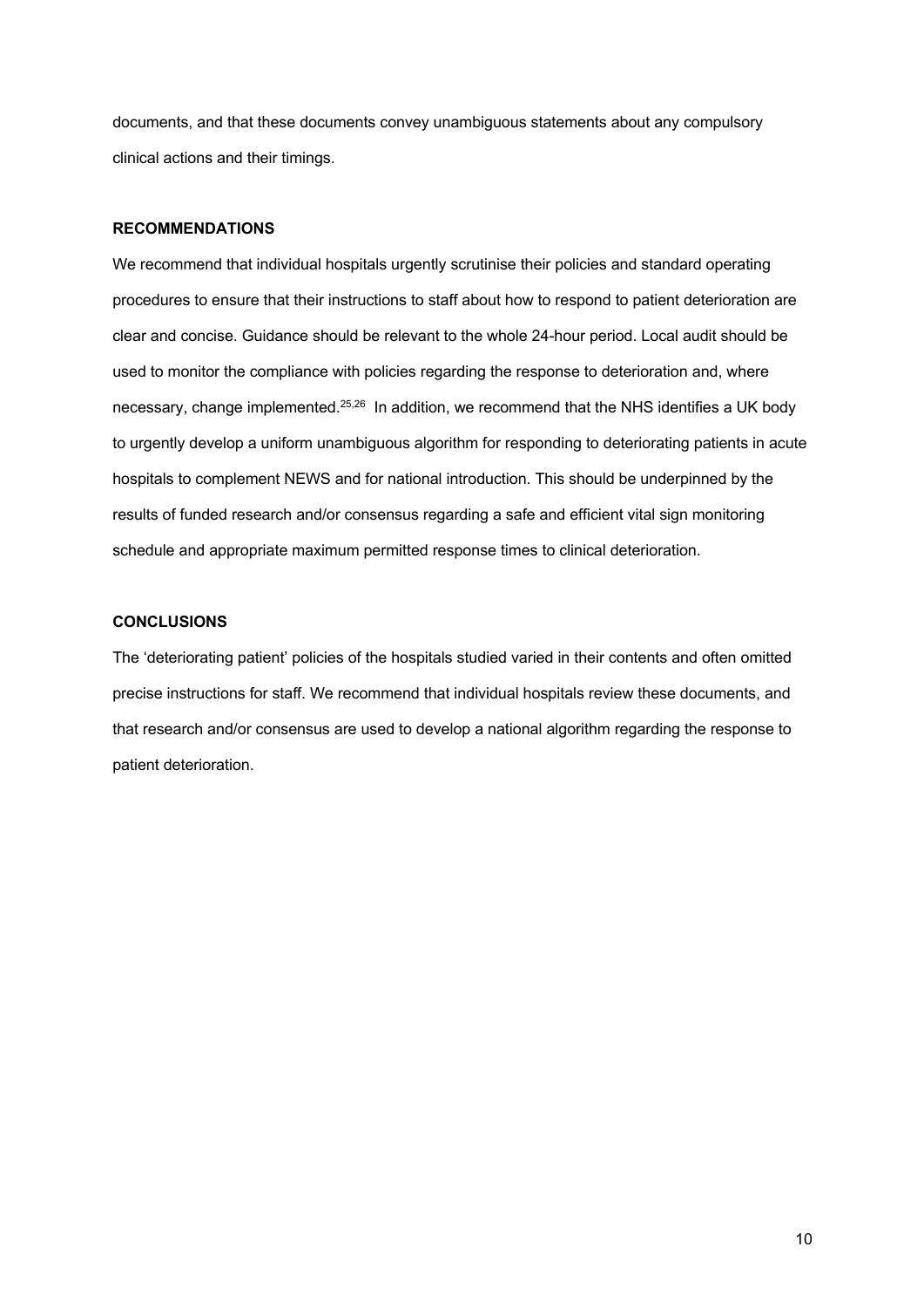documents, and that these documents convey unambiguous statements about any compulsory clinical actions and their timings.

## RECOMMENDATIONS

We recommend that individual hospitals urgently scrutinise their policies and standard operating procedures to ensure that their instructions to staff about how to respond to patient deterioration are clear and concise. Guidance should be relevant to the whole 24-hour period. Local audit should be used to monitor the compliance with policies regarding the response to deterioration and, where necessary, change implemented.[25,26] In addition, we recommend that the NHS identifies a UK body to urgently develop a uniform unambiguous algorithm for responding to deteriorating patients in acute hospitals to complement NEWS and for national introduction. This should be underpinned by the results of funded research and/or consensus regarding a safe and efficient vital sign monitoring schedule and appropriate maximum permitted response times to clinical deterioration.

## CONCLUSIONS

The 'deteriorating patient' policies of the hospitals studied varied in their contents and often omitted precise instructions for staff. We recommend that individual hospitals review these documents, and that research and/or consensus are used to develop a national algorithm regarding the response to patient deterioration.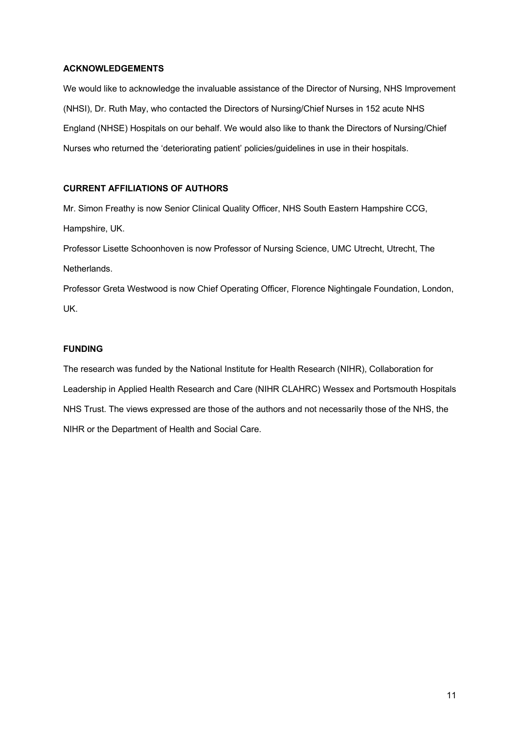## ACKNOWLEDGEMENTS

We would like to acknowledge the invaluable assistance of the Director of Nursing, NHS Improvement (NHSI), Dr. Ruth May, who contacted the Directors of Nursing/Chief Nurses in 152 acute NHS England (NHSE) Hospitals on our behalf. We would also like to thank the Directors of Nursing/Chief Nurses who returned the 'deteriorating patient' policies/guidelines in use in their hospitals.

## CURRENT AFFILIATIONS OF AUTHORS

Mr. Simon Freathy is now Senior Clinical Quality Officer, NHS South Eastern Hampshire CCG, Hampshire, UK.

Professor Lisette Schoonhoven is now Professor of Nursing Science, UMC Utrecht, Utrecht, The Netherlands.

Professor Greta Westwood is now Chief Operating Officer, Florence Nightingale Foundation, London, UK.

## FUNDING

The research was funded by the National Institute for Health Research (NIHR), Collaboration for Leadership in Applied Health Research and Care (NIHR CLAHRC) Wessex and Portsmouth Hospitals NHS Trust. The views expressed are those of the authors and not necessarily those of the NHS, the NIHR or the Department of Health and Social Care.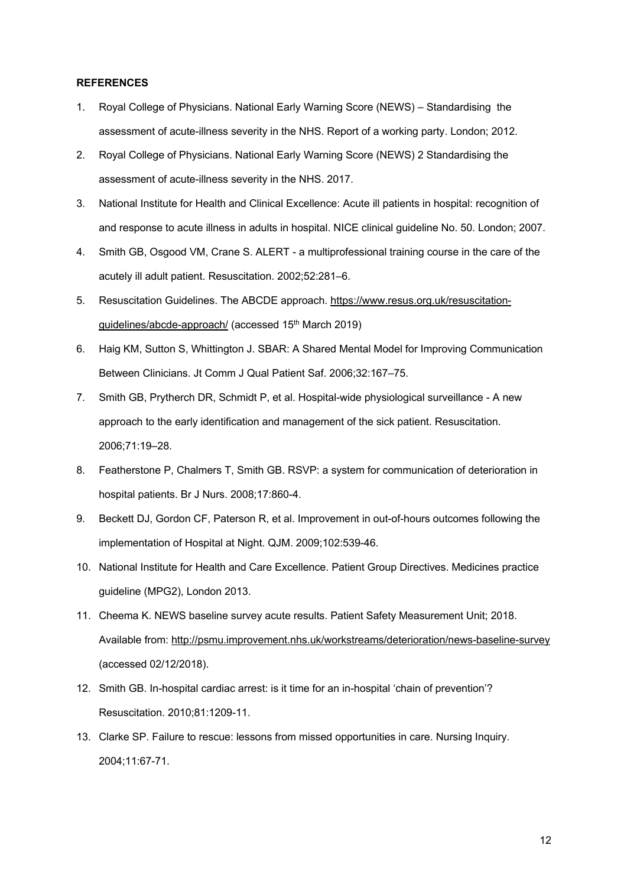**REFERENCES**

1. Royal College of Physicians. National Early Warning Score (NEWS) – Standardising the assessment of acute-illness severity in the NHS. Report of a working party. London; 2012.
2. Royal College of Physicians. National Early Warning Score (NEWS) 2 Standardising the assessment of acute-illness severity in the NHS. 2017.
3. National Institute for Health and Clinical Excellence: Acute ill patients in hospital: recognition of and response to acute illness in adults in hospital. NICE clinical guideline No. 50. London; 2007.
4. Smith GB, Osgood VM, Crane S. ALERT - a multiprofessional training course in the care of the acutely ill adult patient. Resuscitation. 2002;52:281–6.
5. Resuscitation Guidelines. The ABCDE approach. https://www.resus.org.uk/resuscitation-guidelines/abcde-approach/ (accessed 15th March 2019)
6. Haig KM, Sutton S, Whittington J. SBAR: A Shared Mental Model for Improving Communication Between Clinicians. Jt Comm J Qual Patient Saf. 2006;32:167–75.
7. Smith GB, Prytherch DR, Schmidt P, et al. Hospital-wide physiological surveillance - A new approach to the early identification and management of the sick patient. Resuscitation. 2006;71:19–28.
8. Featherstone P, Chalmers T, Smith GB. RSVP: a system for communication of deterioration in hospital patients. Br J Nurs. 2008;17:860-4.
9. Beckett DJ, Gordon CF, Paterson R, et al. Improvement in out-of-hours outcomes following the implementation of Hospital at Night. QJM. 2009;102:539-46.
10. National Institute for Health and Care Excellence. Patient Group Directives. Medicines practice guideline (MPG2), London 2013.
11. Cheema K. NEWS baseline survey acute results. Patient Safety Measurement Unit; 2018. Available from: http://psmu.improvement.nhs.uk/workstreams/deterioration/news-baseline-survey (accessed 02/12/2018).
12. Smith GB. In-hospital cardiac arrest: is it time for an in-hospital 'chain of prevention'? Resuscitation. 2010;81:1209-11.
13. Clarke SP. Failure to rescue: lessons from missed opportunities in care. Nursing Inquiry. 2004;11:67-71.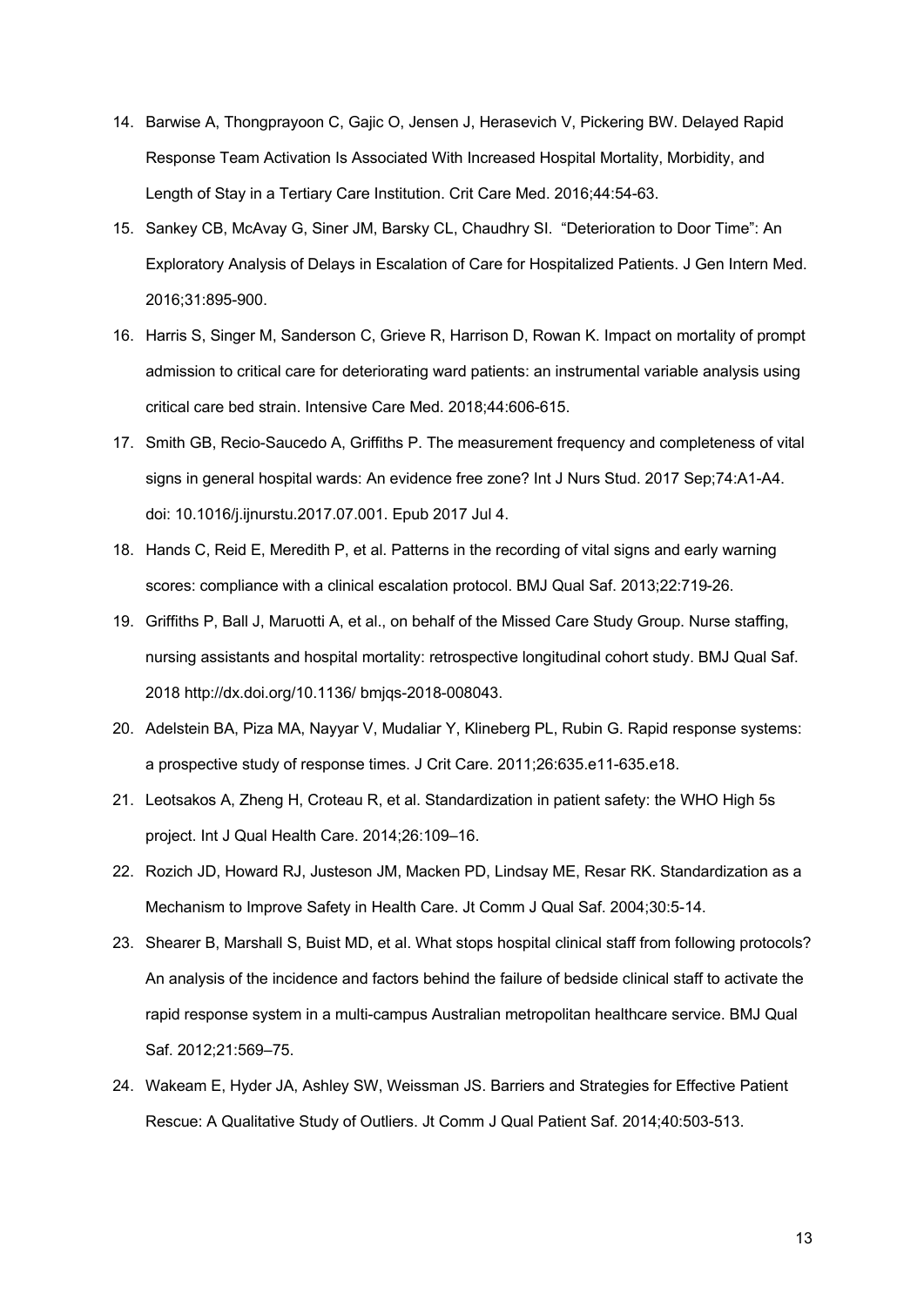14. Barwise A, Thongprayoon C, Gajic O, Jensen J, Herasevich V, Pickering BW. Delayed Rapid Response Team Activation Is Associated With Increased Hospital Mortality, Morbidity, and Length of Stay in a Tertiary Care Institution. Crit Care Med. 2016;44:54-63.
15. Sankey CB, McAvay G, Siner JM, Barsky CL, Chaudhry SI. "Deterioration to Door Time": An Exploratory Analysis of Delays in Escalation of Care for Hospitalized Patients. J Gen Intern Med. 2016;31:895-900.
16. Harris S, Singer M, Sanderson C, Grieve R, Harrison D, Rowan K. Impact on mortality of prompt admission to critical care for deteriorating ward patients: an instrumental variable analysis using critical care bed strain. Intensive Care Med. 2018;44:606-615.
17. Smith GB, Recio-Saucedo A, Griffiths P. The measurement frequency and completeness of vital signs in general hospital wards: An evidence free zone? Int J Nurs Stud. 2017 Sep;74:A1-A4. doi: 10.1016/j.ijnurstu.2017.07.001. Epub 2017 Jul 4.
18. Hands C, Reid E, Meredith P, et al. Patterns in the recording of vital signs and early warning scores: compliance with a clinical escalation protocol. BMJ Qual Saf. 2013;22:719-26.
19. Griffiths P, Ball J, Maruotti A, et al., on behalf of the Missed Care Study Group. Nurse staffing, nursing assistants and hospital mortality: retrospective longitudinal cohort study. BMJ Qual Saf. 2018 http://dx.doi.org/10.1136/ bmjqs-2018-008043.
20. Adelstein BA, Piza MA, Nayyar V, Mudaliar Y, Klineberg PL, Rubin G. Rapid response systems: a prospective study of response times. J Crit Care. 2011;26:635.e11-635.e18.
21. Leotsakos A, Zheng H, Croteau R, et al. Standardization in patient safety: the WHO High 5s project. Int J Qual Health Care. 2014;26:109–16.
22. Rozich JD, Howard RJ, Justeson JM, Macken PD, Lindsay ME, Resar RK. Standardization as a Mechanism to Improve Safety in Health Care. Jt Comm J Qual Saf. 2004;30:5-14.
23. Shearer B, Marshall S, Buist MD, et al. What stops hospital clinical staff from following protocols? An analysis of the incidence and factors behind the failure of bedside clinical staff to activate the rapid response system in a multi-campus Australian metropolitan healthcare service. BMJ Qual Saf. 2012;21:569–75.
24. Wakeam E, Hyder JA, Ashley SW, Weissman JS. Barriers and Strategies for Effective Patient Rescue: A Qualitative Study of Outliers. Jt Comm J Qual Patient Saf. 2014;40:503-513.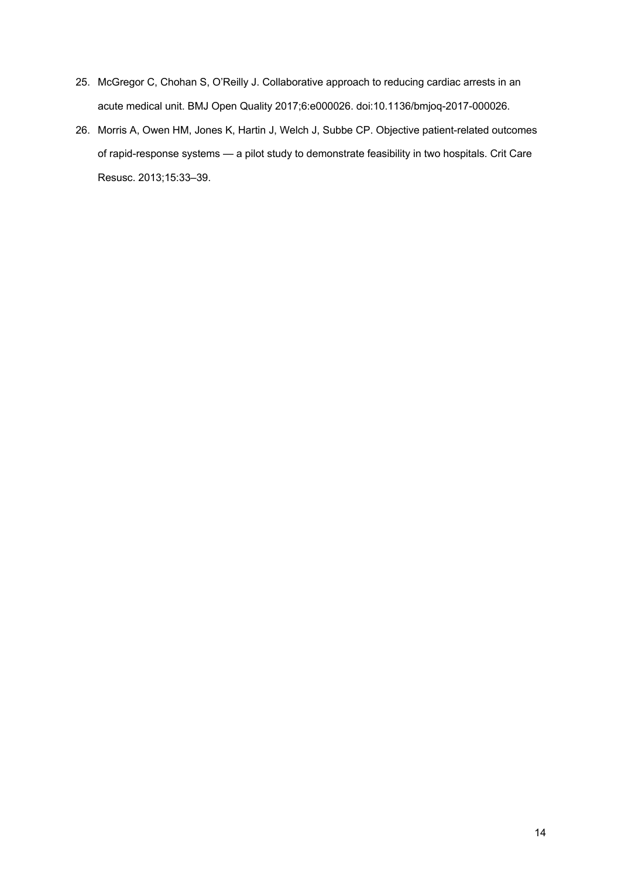25. McGregor C, Chohan S, O'Reilly J. Collaborative approach to reducing cardiac arrests in an acute medical unit. BMJ Open Quality 2017;6:e000026. doi:10.1136/bmjoq-2017-000026.
26. Morris A, Owen HM, Jones K, Hartin J, Welch J, Subbe CP. Objective patient-related outcomes of rapid-response systems — a pilot study to demonstrate feasibility in two hospitals. Crit Care Resusc. 2013;15:33–39.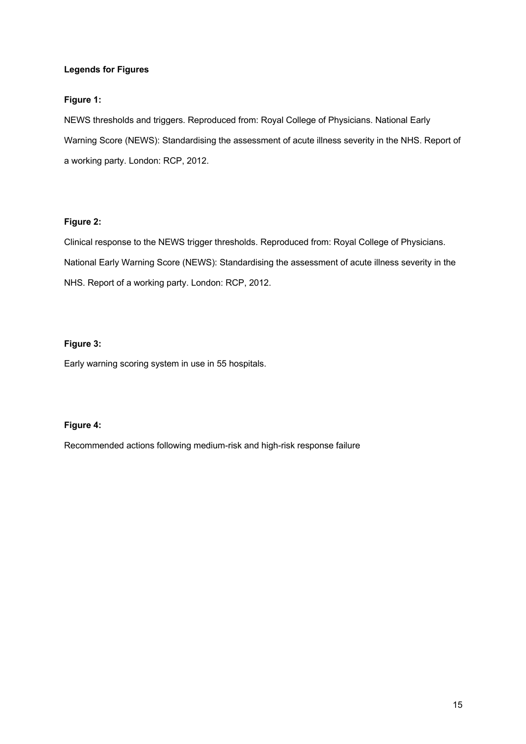**Legends for Figures**

**Figure 1:**

NEWS thresholds and triggers. Reproduced from: Royal College of Physicians. National Early Warning Score (NEWS): Standardising the assessment of acute illness severity in the NHS. Report of a working party. London: RCP, 2012.

**Figure 2:**

Clinical response to the NEWS trigger thresholds. Reproduced from: Royal College of Physicians. National Early Warning Score (NEWS): Standardising the assessment of acute illness severity in the NHS. Report of a working party. London: RCP, 2012.

**Figure 3:**

Early warning scoring system in use in 55 hospitals.

**Figure 4:**

Recommended actions following medium-risk and high-risk response failure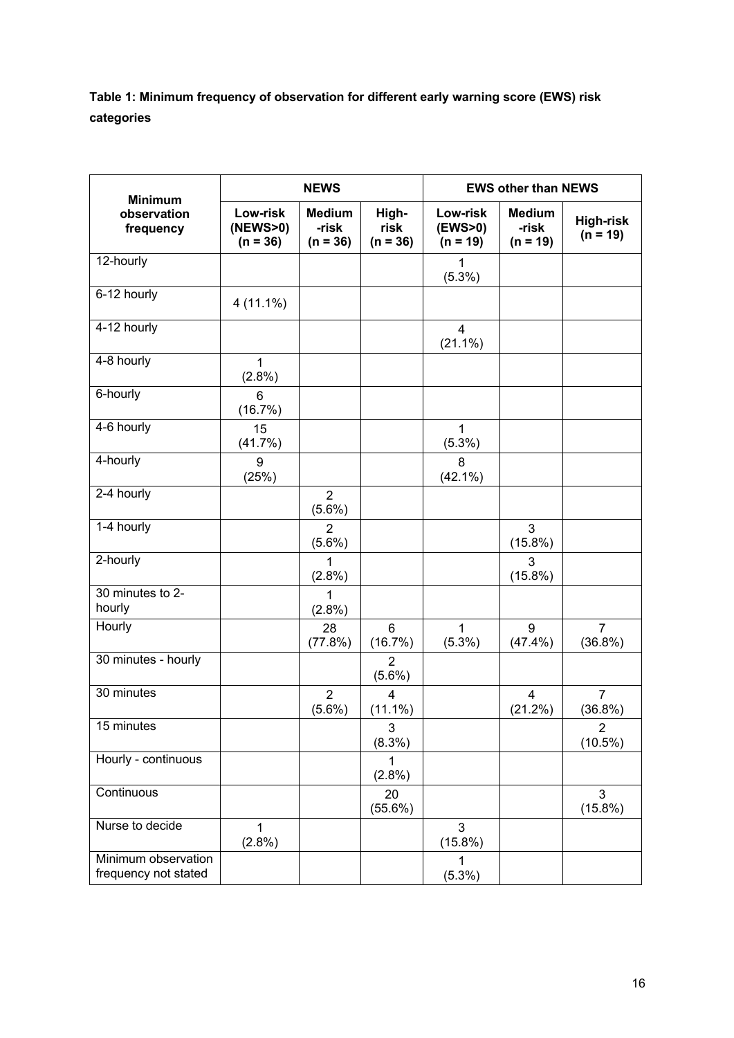**Table 1: Minimum frequency of observation for different early warning score (EWS) risk categories**

| Minimum observation frequency | NEWS | | | EWS other than NEWS | | |
|---|---|---|---|---|---|---|
| | Low-risk (NEWS>0) (n = 36) | Medium -risk (n = 36) | High-risk (n = 36) | Low-risk (EWS>0) (n = 19) | Medium -risk (n = 19) | High-risk (n = 19) |
| 12-hourly | | | | 1 (5.3%) | | |
| 6-12 hourly | 4 (11.1%) | | | | | |
| 4-12 hourly | | | | 4 (21.1%) | | |
| 4-8 hourly | 1 (2.8%) | | | | | |
| 6-hourly | 6 (16.7%) | | | | | |
| 4-6 hourly | 15 (41.7%) | | | 1 (5.3%) | | |
| 4-hourly | 9 (25%) | | | 8 (42.1%) | | |
| 2-4 hourly | | 2 (5.6%) | | | | |
| 1-4 hourly | | 2 (5.6%) | | | 3 (15.8%) | |
| 2-hourly | | 1 (2.8%) | | | 3 (15.8%) | |
| 30 minutes to 2-hourly | | 1 (2.8%) | | | | |
| Hourly | | 28 (77.8%) | 6 (16.7%) | 1 (5.3%) | 9 (47.4%) | 7 (36.8%) |
| 30 minutes - hourly | | | 2 (5.6%) | | | |
| 30 minutes | | 2 (5.6%) | 4 (11.1%) | | 4 (21.2%) | 7 (36.8%) |
| 15 minutes | | | 3 (8.3%) | | | 2 (10.5%) |
| Hourly - continuous | | | 1 (2.8%) | | | |
| Continuous | | | 20 (55.6%) | | | 3 (15.8%) |
| Nurse to decide | 1 (2.8%) | | | 3 (15.8%) | | |
| Minimum observation frequency not stated | | | | 1 (5.3%) | | |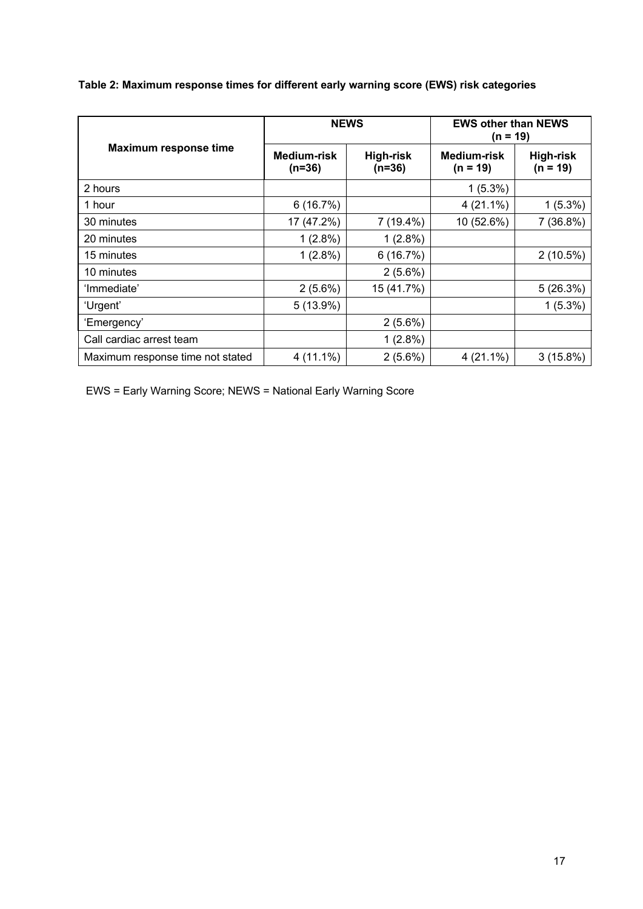**Table 2: Maximum response times for different early warning score (EWS) risk categories**

| Maximum response time | NEWS | | EWS other than NEWS (n = 19) | |
|---|---|---|---|---|
| | Medium-risk (n=36) | High-risk (n=36) | Medium-risk (n = 19) | High-risk (n = 19) |
| 2 hours | | | 1 (5.3%) | |
| 1 hour | 6 (16.7%) | | 4 (21.1%) | 1 (5.3%) |
| 30 minutes | 17 (47.2%) | 7 (19.4%) | 10 (52.6%) | 7 (36.8%) |
| 20 minutes | 1 (2.8%) | 1 (2.8%) | | |
| 15 minutes | 1 (2.8%) | 6 (16.7%) | | 2 (10.5%) |
| 10 minutes | | 2 (5.6%) | | |
| 'Immediate' | 2 (5.6%) | 15 (41.7%) | | 5 (26.3%) |
| 'Urgent' | 5 (13.9%) | | | 1 (5.3%) |
| 'Emergency' | | 2 (5.6%) | | |
| Call cardiac arrest team | | 1 (2.8%) | | |
| Maximum response time not stated | 4 (11.1%) | 2 (5.6%) | 4 (21.1%) | 3 (15.8%) |

EWS = Early Warning Score; NEWS = National Early Warning Score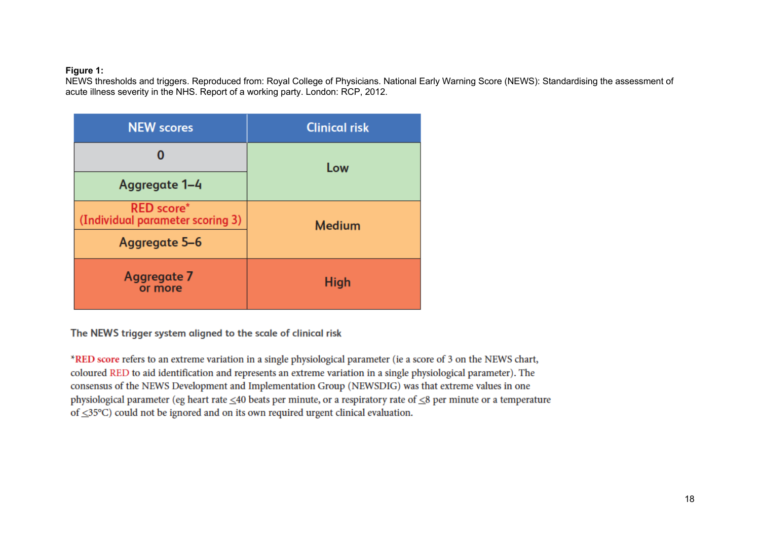**Figure 1:**
NEWS thresholds and triggers. Reproduced from: Royal College of Physicians. National Early Warning Score (NEWS): Standardising the assessment of acute illness severity in the NHS. Report of a working party. London: RCP, 2012.

| NEW scores | Clinical risk |
|---|---|
| 0 | Low |
| Aggregate 1–4 | |
| RED score* (Individual parameter scoring 3) | Medium |
| Aggregate 5–6 | |
| Aggregate 7 or more | High |

The NEWS trigger system aligned to the scale of clinical risk

*RED score refers to an extreme variation in a single physiological parameter (ie a score of 3 on the NEWS chart, coloured RED to aid identification and represents an extreme variation in a single physiological parameter). The consensus of the NEWS Development and Implementation Group (NEWSDIG) was that extreme values in one physiological parameter (eg heart rate ≤40 beats per minute, or a respiratory rate of ≤8 per minute or a temperature of ≤35°C) could not be ignored and on its own required urgent clinical evaluation.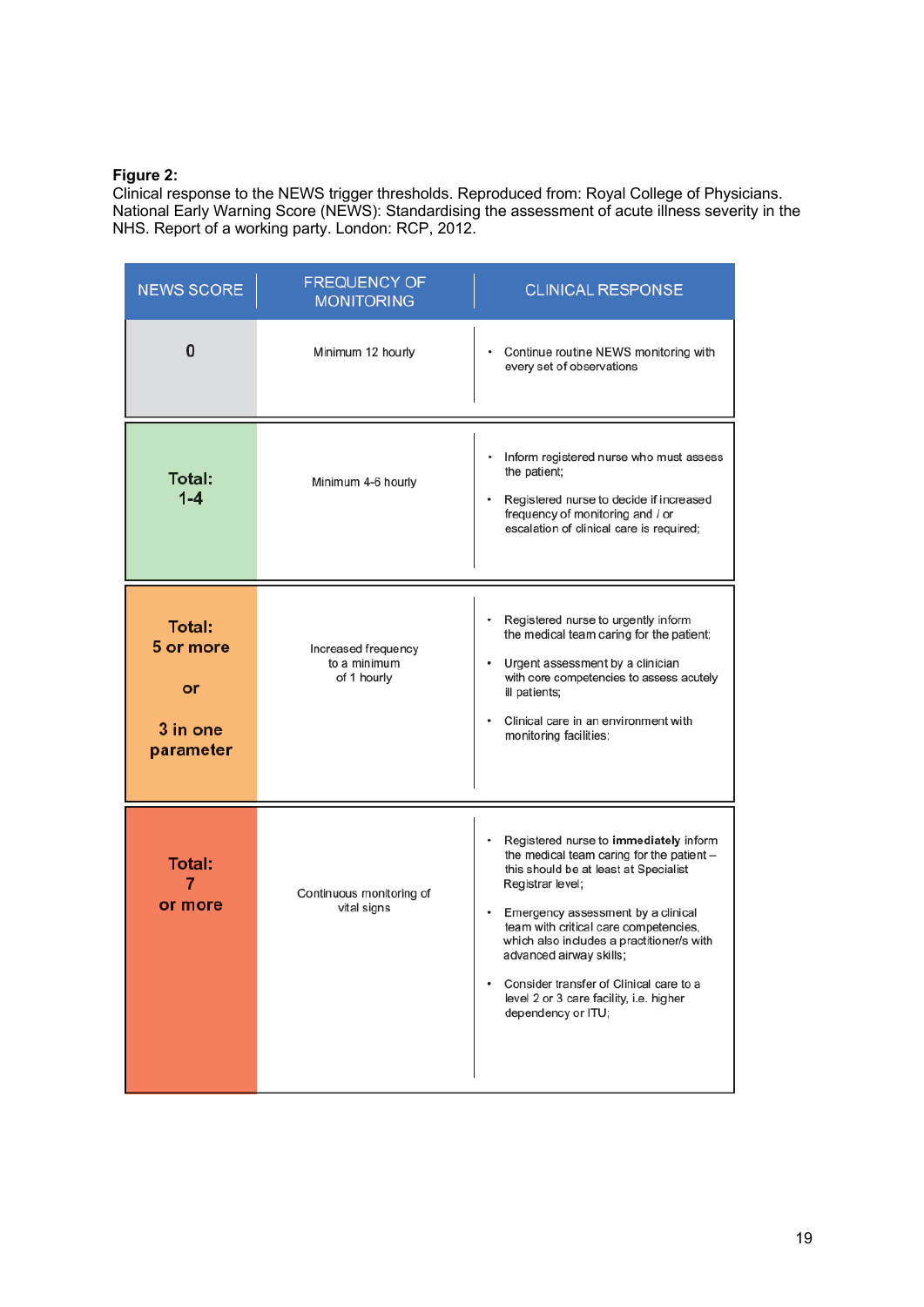**Figure 2:**
Clinical response to the NEWS trigger thresholds. Reproduced from: Royal College of Physicians. National Early Warning Score (NEWS): Standardising the assessment of acute illness severity in the NHS. Report of a working party. London: RCP, 2012.

| NEWS SCORE | FREQUENCY OF MONITORING | CLINICAL RESPONSE |
|---|---|---|
| **0** | Minimum 12 hourly | • Continue routine NEWS monitoring with every set of observations |
| **Total: 1-4** | Minimum 4-6 hourly | • Inform registered nurse who must assess the patient;<br>• Registered nurse to decide if increased frequency of monitoring and / or escalation of clinical care is required; |
| **Total: 5 or more or 3 in one parameter** | Increased frequency to a minimum of 1 hourly | • Registered nurse to urgently inform the medical team caring for the patient;<br>• Urgent assessment by a clinician with core competencies to assess acutely ill patients;<br>• Clinical care in an environment with monitoring facilities; |
| **Total: 7 or more** | Continuous monitoring of vital signs | • Registered nurse to **immediately** inform the medical team caring for the patient – this should be at least at Specialist Registrar level;<br>• Emergency assessment by a clinical team with critical care competencies, which also includes a practitioner/s with advanced airway skills;<br>• Consider transfer of Clinical care to a level 2 or 3 care facility, i.e. higher dependency or ITU; |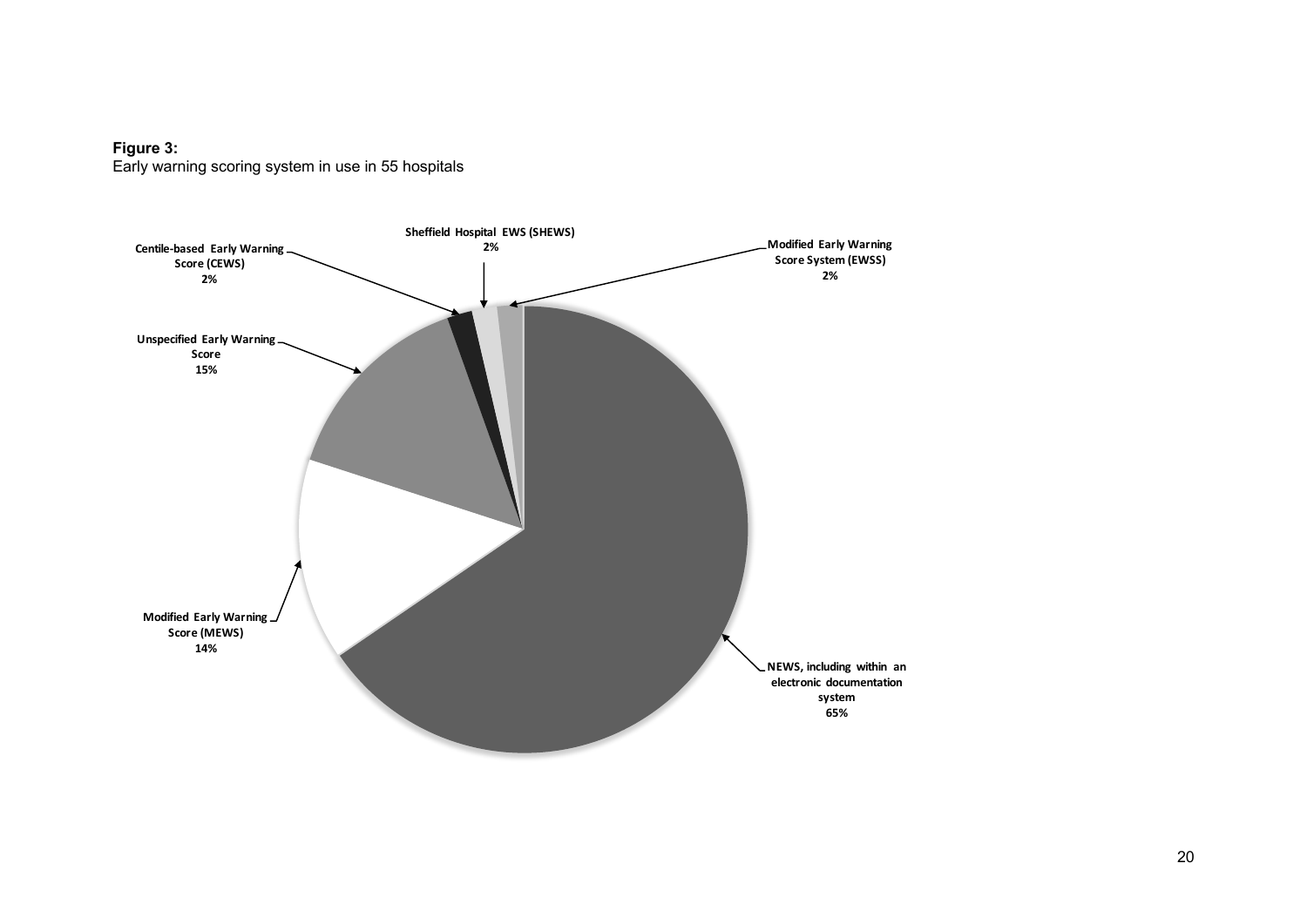**Figure 3:**
Early warning scoring system in use in 55 hospitals

| Early warning scoring system | % |
|---|---|
| NEWS, including within an electronic documentation system | 65% |
| Unspecified Early Warning Score | 15% |
| Modified Early Warning Score (MEWS) | 14% |
| Centile-based Early Warning Score (CEWS) | 2% |
| Sheffield Hospital EWS (SHEWS) | 2% |
| Modified Early Warning Score System (EWSS) | 2% |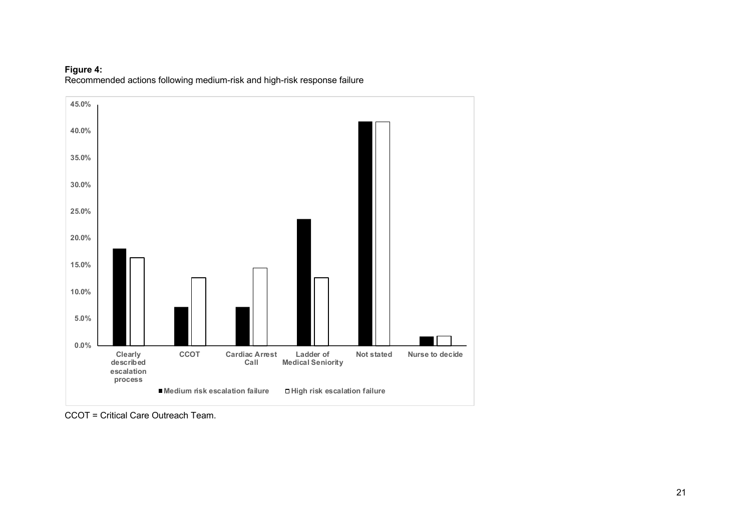**Figure 4:**
Recommended actions following medium-risk and high-risk response failure

45.0%
40.0%
35.0%
30.0%
25.0%
20.0%
15.0%
10.0%
5.0%
0.0%

Clearly described escalation process
CCOT
Cardiac Arrest Call
Ladder of Medical Seniority
Not stated
Nurse to decide

Medium risk escalation failure
High risk escalation failure

CCOT = Critical Care Outreach Team.